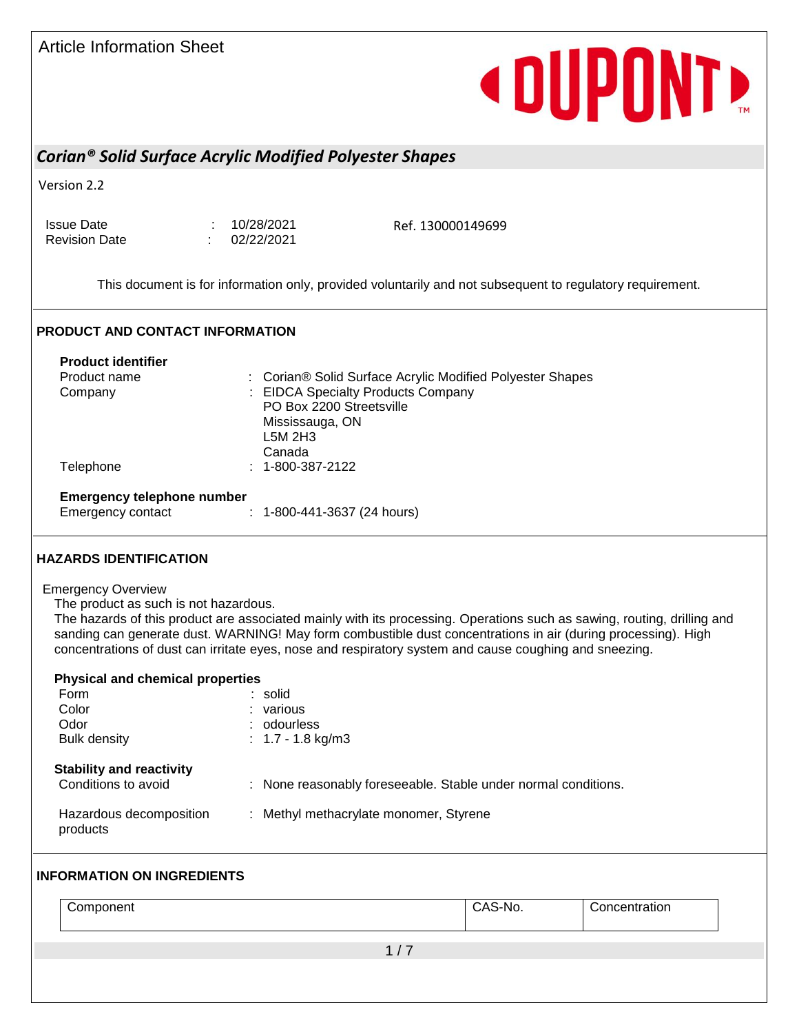Article Information Sheet

**DUPONT**™

## *Corian® Solid Surface Acrylic Modified Polyester Shapes*

Version 2.2

Issue Date : 10/28/2021
Revision Date : 02/22/2021

Ref. 130000149699

This document is for information only, provided voluntarily and not subsequent to regulatory requirement.

### PRODUCT AND CONTACT INFORMATION

**Product identifier**

| | |
|---|---|
| Product name | : Corian® Solid Surface Acrylic Modified Polyester Shapes |
| Company | : EIDCA Specialty Products Company<br>PO Box 2200 Streetsville<br>Mississauga, ON<br>L5M 2H3<br>Canada |
| Telephone | : 1-800-387-2122 |

**Emergency telephone number**

| | |
|---|---|
| Emergency contact | : 1-800-441-3637 (24 hours) |

### HAZARDS IDENTIFICATION

Emergency Overview

The product as such is not hazardous.
The hazards of this product are associated mainly with its processing. Operations such as sawing, routing, drilling and sanding can generate dust. WARNING! May form combustible dust concentrations in air (during processing). High concentrations of dust can irritate eyes, nose and respiratory system and cause coughing and sneezing.

**Physical and chemical properties**

| | |
|---|---|
| Form | : solid |
| Color | : various |
| Odor | : odourless |
| Bulk density | : 1.7 - 1.8 kg/m3 |

**Stability and reactivity**

| | |
|---|---|
| Conditions to avoid | : None reasonably foreseeable. Stable under normal conditions. |
| Hazardous decomposition products | : Methyl methacrylate monomer, Styrene |

### INFORMATION ON INGREDIENTS

| Component | CAS-No. | Concentration |
|---|---|---|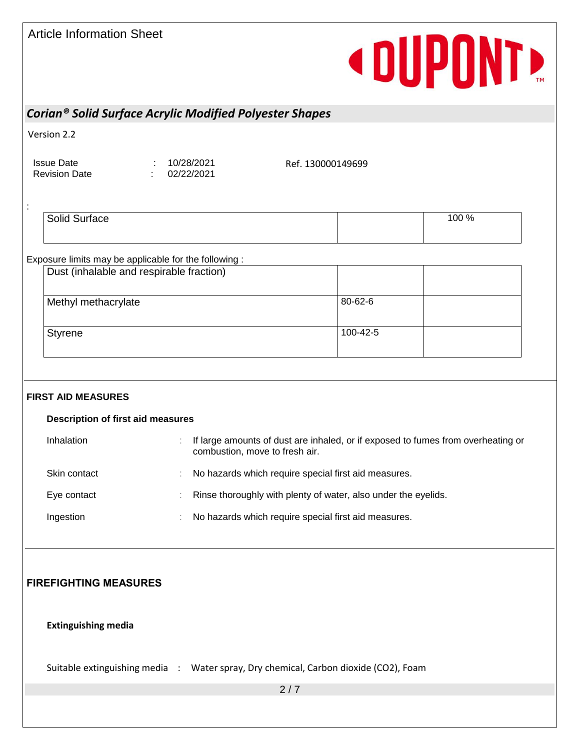Article Information Sheet

## *Corian® Solid Surface Acrylic Modified Polyester Shapes*

Version 2.2

| | | |
|---|---|---|
| Issue Date | : | 10/28/2021 |
| Revision Date | : | 02/22/2021 |

Ref. 130000149699

:

| | | |
|---|---|---|
| Solid Surface | | 100 % |

Exposure limits may be applicable for the following :

| | | |
|---|---|---|
| Dust (inhalable and respirable fraction) | | |
| Methyl methacrylate | 80-62-6 | |
| Styrene | 100-42-5 | |

## FIRST AID MEASURES

### Description of first aid measures

| | | |
|---|---|---|
| Inhalation | : | If large amounts of dust are inhaled, or if exposed to fumes from overheating or combustion, move to fresh air. |
| Skin contact | : | No hazards which require special first aid measures. |
| Eye contact | : | Rinse thoroughly with plenty of water, also under the eyelids. |
| Ingestion | : | No hazards which require special first aid measures. |

## FIREFIGHTING MEASURES

### Extinguishing media

Suitable extinguishing media : Water spray, Dry chemical, Carbon dioxide ($CO_2$), Foam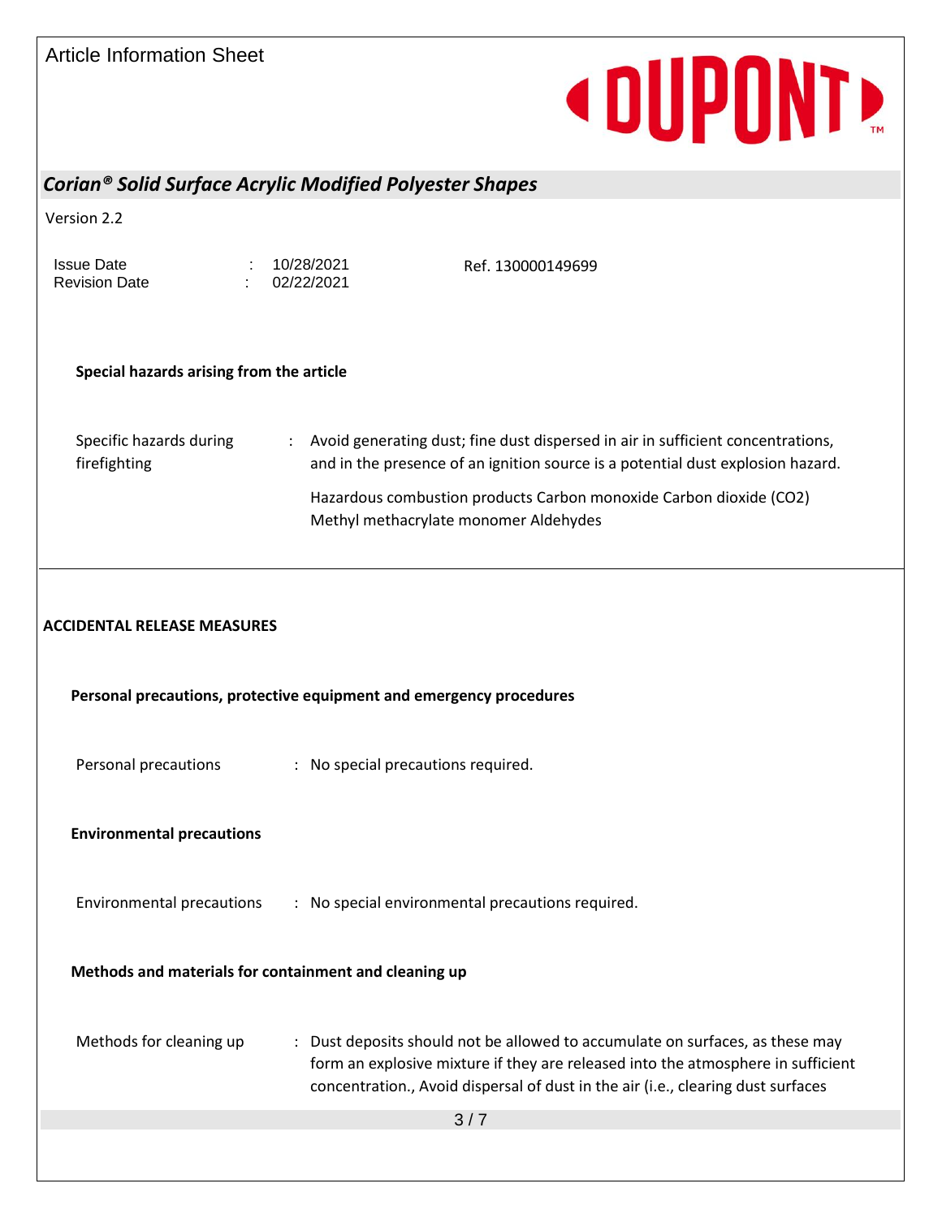**Special hazards arising from the article**

Specific hazards during firefighting : Avoid generating dust; fine dust dispersed in air in sufficient concentrations, and in the presence of an ignition source is a potential dust explosion hazard.

Hazardous combustion products Carbon monoxide Carbon dioxide ($CO_2$) Methyl methacrylate monomer Aldehydes

## ACCIDENTAL RELEASE MEASURES

**Personal precautions, protective equipment and emergency procedures**

Personal precautions : No special precautions required.

**Environmental precautions**

Environmental precautions : No special environmental precautions required.

**Methods and materials for containment and cleaning up**

Methods for cleaning up : Dust deposits should not be allowed to accumulate on surfaces, as these may form an explosive mixture if they are released into the atmosphere in sufficient concentration., Avoid dispersal of dust in the air (i.e., clearing dust surfaces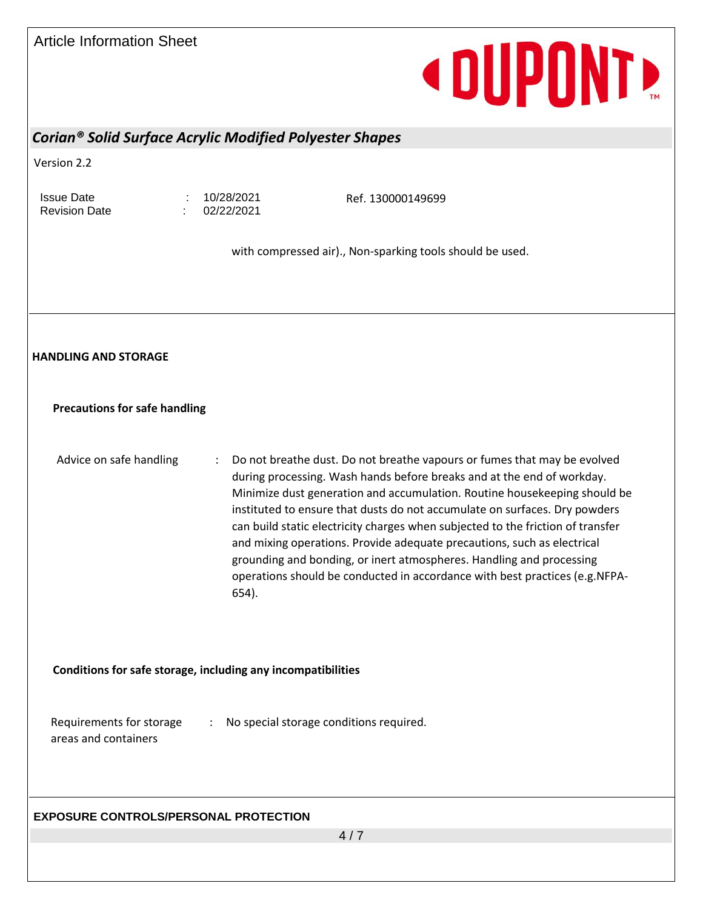with compressed air)., Non-sparking tools should be used.

## HANDLING AND STORAGE

### Precautions for safe handling

Advice on safe handling : Do not breathe dust. Do not breathe vapours or fumes that may be evolved during processing. Wash hands before breaks and at the end of workday. Minimize dust generation and accumulation. Routine housekeeping should be instituted to ensure that dusts do not accumulate on surfaces. Dry powders can build static electricity charges when subjected to the friction of transfer and mixing operations. Provide adequate precautions, such as electrical grounding and bonding, or inert atmospheres. Handling and processing operations should be conducted in accordance with best practices (e.g.NFPA-654).

### Conditions for safe storage, including any incompatibilities

Requirements for storage areas and containers : No special storage conditions required.

## EXPOSURE CONTROLS/PERSONAL PROTECTION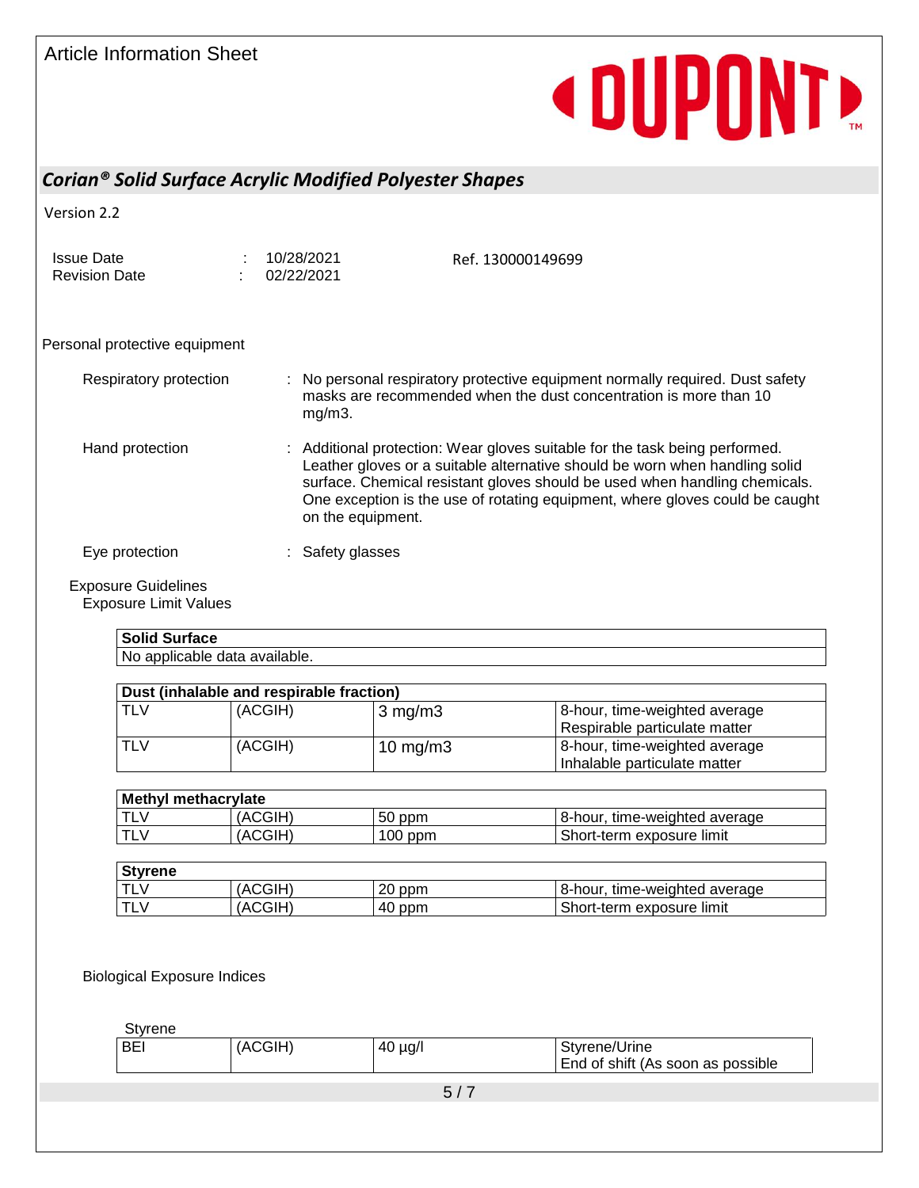Personal protective equipment

Respiratory protection : No personal respiratory protective equipment normally required. Dust safety masks are recommended when the dust concentration is more than 10 mg/m3.

Hand protection : Additional protection: Wear gloves suitable for the task being performed. Leather gloves or a suitable alternative should be worn when handling solid surface. Chemical resistant gloves should be used when handling chemicals. One exception is the use of rotating equipment, where gloves could be caught on the equipment.

Eye protection : Safety glasses

Exposure Guidelines

Exposure Limit Values

| Solid Surface |
|---|
| No applicable data available. |

| Dust (inhalable and respirable fraction) | | | |
|---|---|---|---|
| TLV | (ACGIH) | 3 mg/m3 | 8-hour, time-weighted average<br>Respirable particulate matter |
| TLV | (ACGIH) | 10 mg/m3 | 8-hour, time-weighted average<br>Inhalable particulate matter |

| Methyl methacrylate | | | |
|---|---|---|---|
| TLV | (ACGIH) | 50 ppm | 8-hour, time-weighted average |
| TLV | (ACGIH) | 100 ppm | Short-term exposure limit |

| Styrene | | | |
|---|---|---|---|
| TLV | (ACGIH) | 20 ppm | 8-hour, time-weighted average |
| TLV | (ACGIH) | 40 ppm | Short-term exposure limit |

Biological Exposure Indices

Styrene

| BEI | (ACGIH) | 40 µg/l | Styrene/Urine<br>End of shift (As soon as possible |
|---|---|---|---|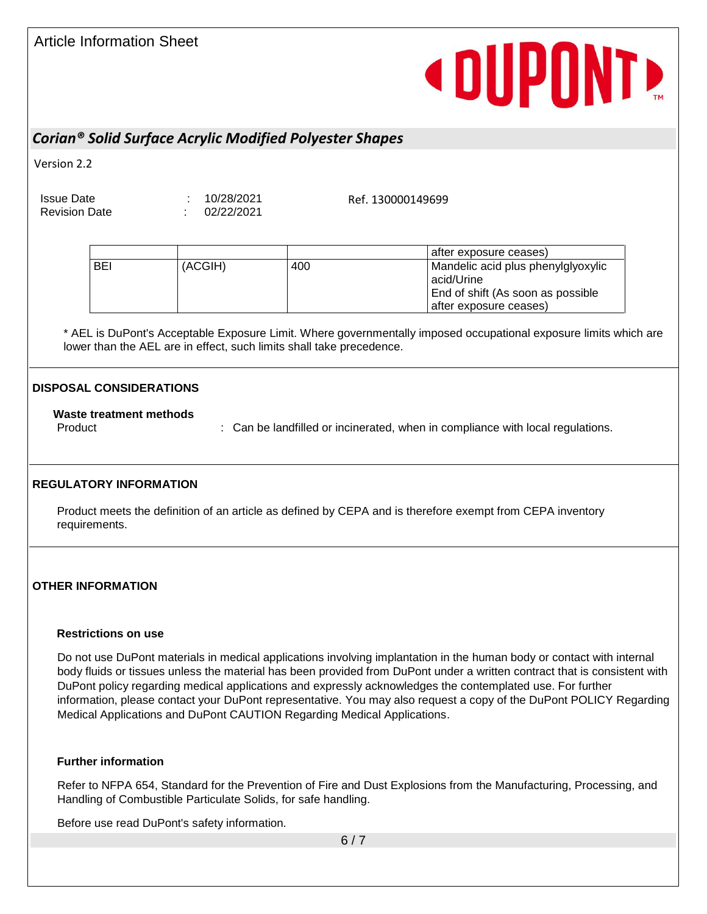| | | | after exposure ceases) |
|---|---|---|---|
| BEI | (ACGIH) | 400 | Mandelic acid plus phenylglyoxylic acid/Urine<br>End of shift (As soon as possible after exposure ceases) |

\* AEL is DuPont's Acceptable Exposure Limit. Where governmentally imposed occupational exposure limits which are lower than the AEL are in effect, such limits shall take precedence.

## DISPOSAL CONSIDERATIONS

### Waste treatment methods

Product : Can be landfilled or incinerated, when in compliance with local regulations.

## REGULATORY INFORMATION

Product meets the definition of an article as defined by CEPA and is therefore exempt from CEPA inventory requirements.

## OTHER INFORMATION

### Restrictions on use

Do not use DuPont materials in medical applications involving implantation in the human body or contact with internal body fluids or tissues unless the material has been provided from DuPont under a written contract that is consistent with DuPont policy regarding medical applications and expressly acknowledges the contemplated use. For further information, please contact your DuPont representative. You may also request a copy of the DuPont POLICY Regarding Medical Applications and DuPont CAUTION Regarding Medical Applications.

### Further information

Refer to NFPA 654, Standard for the Prevention of Fire and Dust Explosions from the Manufacturing, Processing, and Handling of Combustible Particulate Solids, for safe handling.

Before use read DuPont's safety information.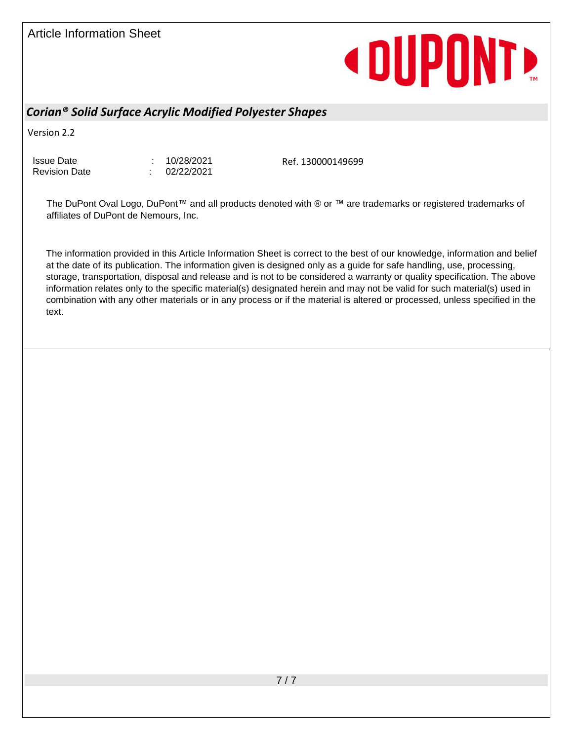The DuPont Oval Logo, DuPont™ and all products denoted with ® or ™ are trademarks or registered trademarks of affiliates of DuPont de Nemours, Inc.

The information provided in this Article Information Sheet is correct to the best of our knowledge, information and belief at the date of its publication. The information given is designed only as a guide for safe handling, use, processing, storage, transportation, disposal and release and is not to be considered a warranty or quality specification. The above information relates only to the specific material(s) designated herein and may not be valid for such material(s) used in combination with any other materials or in any process or if the material is altered or processed, unless specified in the text.